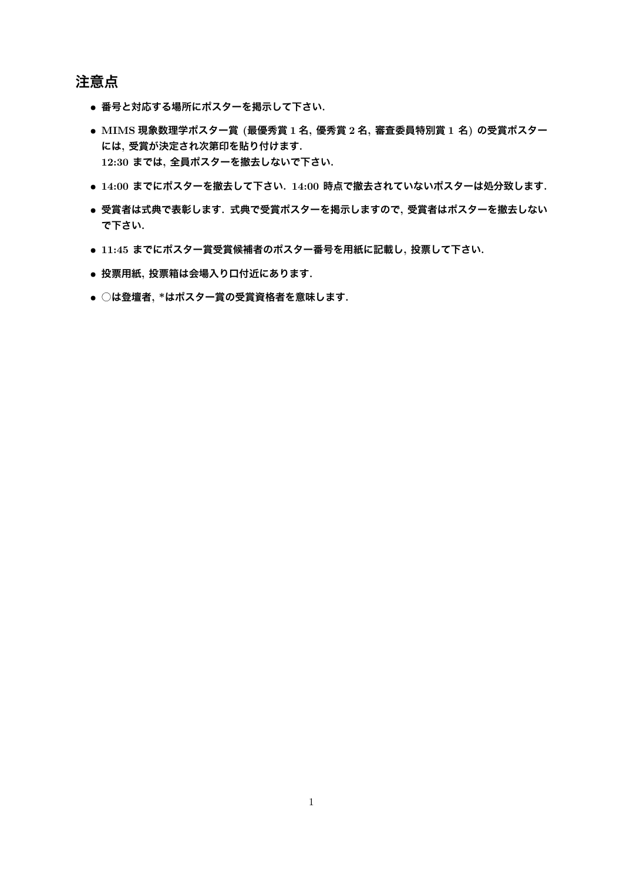## 注意点

- 番号と対応する場所にポスターを掲示して下さい.
- MIMS 現象数理学ポスター賞 (最優秀賞 1 名, 優秀賞 2 名, 審査委員特別賞 1 名) の受賞ポスターには, 受賞が決定され次第印を貼り付けます.
  12:30 までは, 全員ポスターを撤去しないで下さい.
- 14:00 までにポスターを撤去して下さい. 14:00 時点で撤去されていないポスターは処分致します.
- 受賞者は式典で表彰します. 式典で受賞ポスターを掲示しますので, 受賞者はポスターを撤去しないで下さい.
- 11:45 までにポスター賞受賞候補者のポスター番号を用紙に記載し, 投票して下さい.
- 投票用紙, 投票箱は会場入り口付近にあります.
- ○は登壇者, *はポスター賞の受賞資格者を意味します.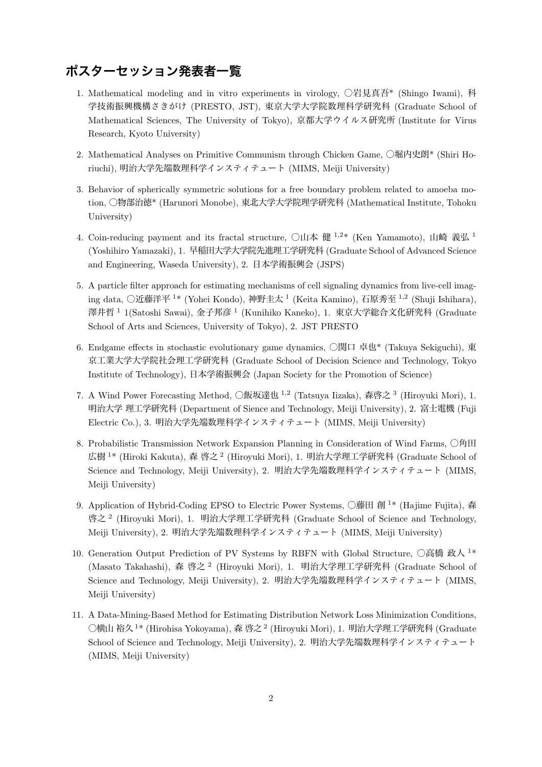## ポスターセッション発表者一覧

1. Mathematical modeling and in vitro experiments in virology, ○岩見真吾* (Shingo Iwami), 科学技術振興機構さきがけ (PRESTO, JST), 東京大学大学院数理科学研究科 (Graduate School of Mathematical Sciences, The University of Tokyo), 京都大学ウイルス研究所 (Institute for Virus Research, Kyoto University)

2. Mathematical Analyses on Primitive Communism through Chicken Game, ○堀内史朗* (Shiri Horiuchi), 明治大学先端数理科学インスティテュート (MIMS, Meiji University)

3. Behavior of spherically symmetric solutions for a free boundary problem related to amoeba motion, ○物部治徳* (Harunori Monobe), 東北大学大学院理学研究科 (Mathematical Institute, Tohoku University)

4. Coin-reducing payment and its fractal structure, ○山本 健[1,2]* (Ken Yamamoto), 山崎 義弘[1] (Yoshihiro Yamazaki), 1. 早稲田大学大学院先進理工学研究科 (Graduate School of Advanced Science and Engineering, Waseda University), 2. 日本学術振興会 (JSPS)

5. A particle filter approach for estimating mechanisms of cell signaling dynamics from live-cell imaging data, ○近藤洋平[1]* (Yohei Kondo), 神野圭太[1] (Keita Kamino), 石原秀至[1,2] (Shuji Ishihara), 澤井哲[1] 1(Satoshi Sawai), 金子邦彦[1] (Kunihiko Kaneko), 1. 東京大学総合文化研究科 (Graduate School of Arts and Sciences, University of Tokyo), 2. JST PRESTO

6. Endgame effects in stochastic evolutionary game dynamics, ○関口 卓也* (Takuya Sekiguchi), 東京工業大学大学院社会理工学研究科 (Graduate School of Decision Science and Technology, Tokyo Institute of Technology), 日本学術振興会 (Japan Society for the Promotion of Science)

7. A Wind Power Forecasting Method, ○飯坂達也[1,2] (Tatsuya Iizaka), 森啓之[3] (Hiroyuki Mori), 1. 明治大学 理工学研究科 (Department of Sience and Technology, Meiji University), 2. 富士電機 (Fuji Electric Co.), 3. 明治大学先端数理科学インスティテュート (MIMS, Meiji University)

8. Probabilistic Transmission Network Expansion Planning in Consideration of Wind Farms, ○角田広樹[1]* (Hiroki Kakuta), 森 啓之[2] (Hiroyuki Mori), 1. 明治大学理工学研究科 (Graduate School of Science and Technology, Meiji University), 2. 明治大学先端数理科学インスティテュート (MIMS, Meiji University)

9. Application of Hybrid-Coding EPSO to Electric Power Systems, ○藤田 創[1]* (Hajime Fujita), 森啓之[2] (Hiroyuki Mori), 1. 明治大学理工学研究科 (Graduate School of Science and Technology, Meiji University), 2. 明治大学先端数理科学インスティテュート (MIMS, Meiji University)

10. Generation Output Prediction of PV Systems by RBFN with Global Structure, ○高橋 政人[1]* (Masato Takahashi), 森 啓之[2] (Hiroyuki Mori), 1. 明治大学理工学研究科 (Graduate School of Science and Technology, Meiji University), 2. 明治大学先端数理科学インスティテュート (MIMS, Meiji University)

11. A Data-Mining-Based Method for Estimating Distribution Network Loss Minimization Conditions, ○横山 裕久[1]* (Hirohisa Yokoyama), 森 啓之[2] (Hiroyuki Mori), 1. 明治大学理工学研究科 (Graduate School of Science and Technology, Meiji University), 2. 明治大学先端数理科学インスティテュート (MIMS, Meiji University)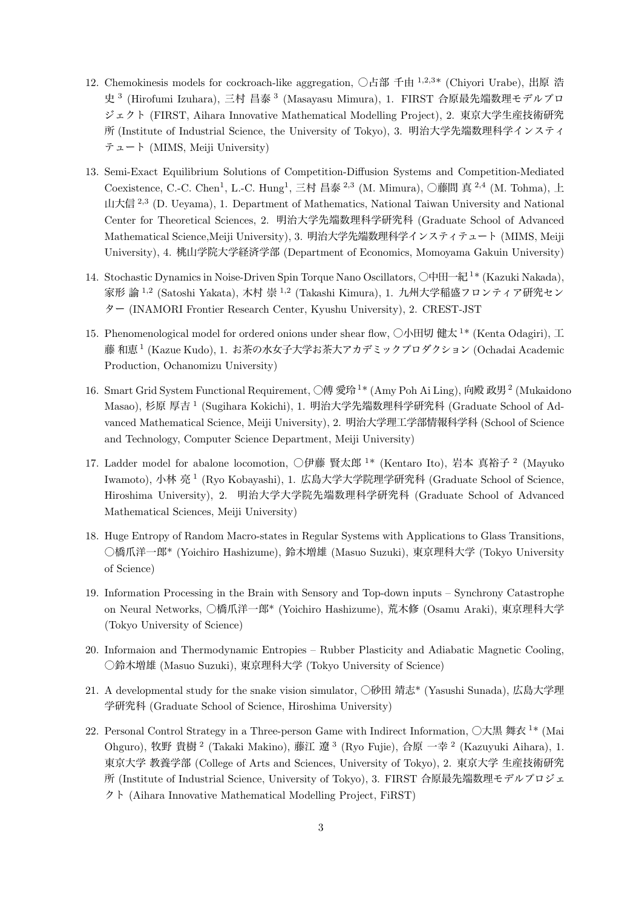12. Chemokinesis models for cockroach-like aggregation, ○占部 千由 [1,2,3]* (Chiyori Urabe), 出原 浩史 [3] (Hirofumi Izuhara), 三村 昌泰 [3] (Masayasu Mimura), 1. FIRST 合原最先端数理モデルプロジェクト (FIRST, Aihara Innovative Mathematical Modelling Project), 2. 東京大学生産技術研究所 (Institute of Industrial Science, the University of Tokyo), 3. 明治大学先端数理科学インスティテュート (MIMS, Meiji University)

13. Semi-Exact Equilibrium Solutions of Competition-Diffusion Systems and Competition-Mediated Coexistence, C.-C. Chen[1], L.-C. Hung[1], 三村 昌泰 [2,3] (M. Mimura), ○藤間 真 [2,4] (M. Tohma), 上山大信 [2,3] (D. Ueyama), 1. Department of Mathematics, National Taiwan University and National Center for Theoretical Sciences, 2. 明治大学先端数理科学研究科 (Graduate School of Advanced Mathematical Science,Meiji University), 3. 明治大学先端数理科学インスティテュート (MIMS, Meiji University), 4. 桃山学院大学経済学部 (Department of Economics, Momoyama Gakuin University)

14. Stochastic Dynamics in Noise-Driven Spin Torque Nano Oscillators, ○中田一紀 [1]* (Kazuki Nakada), 家形 諭 [1,2] (Satoshi Yakata), 木村 崇 [1,2] (Takashi Kimura), 1. 九州大学稲盛フロンティア研究センター (INAMORI Frontier Research Center, Kyushu University), 2. CREST-JST

15. Phenomenological model for ordered onions under shear flow, ○小田切 健太 [1]* (Kenta Odagiri), 工藤 和恵 [1] (Kazue Kudo), 1. お茶の水女子大学お茶大アカデミックプロダクション (Ochadai Academic Production, Ochanomizu University)

16. Smart Grid System Functional Requirement, ○傅 愛玲 [1]* (Amy Poh Ai Ling), 向殿 政男 [2] (Mukaidono Masao), 杉原 厚吉 [1] (Sugihara Kokichi), 1. 明治大学先端数理科学研究科 (Graduate School of Advanced Mathematical Science, Meiji University), 2. 明治大学理工学部情報科学科 (School of Science and Technology, Computer Science Department, Meiji University)

17. Ladder model for abalone locomotion, ○伊藤 賢太郎 [1]* (Kentaro Ito), 岩本 真裕子 [2] (Mayuko Iwamoto), 小林 亮 [1] (Ryo Kobayashi), 1. 広島大学大学院理学研究科 (Graduate School of Science, Hiroshima University), 2. 明治大学大学院先端数理科学研究科 (Graduate School of Advanced Mathematical Sciences, Meiji University)

18. Huge Entropy of Random Macro-states in Regular Systems with Applications to Glass Transitions, ○橋爪洋一郎* (Yoichiro Hashizume), 鈴木増雄 (Masuo Suzuki), 東京理科大学 (Tokyo University of Science)

19. Information Processing in the Brain with Sensory and Top-down inputs – Synchrony Catastrophe on Neural Networks, ○橋爪洋一郎* (Yoichiro Hashizume), 荒木修 (Osamu Araki), 東京理科大学 (Tokyo University of Science)

20. Informaion and Thermodynamic Entropies – Rubber Plasticity and Adiabatic Magnetic Cooling, ○鈴木増雄 (Masuo Suzuki), 東京理科大学 (Tokyo University of Science)

21. A developmental study for the snake vision simulator, ○砂田 靖志* (Yasushi Sunada), 広島大学理学研究科 (Graduate School of Science, Hiroshima University)

22. Personal Control Strategy in a Three-person Game with Indirect Information, ○大黒 舞衣 [1]* (Mai Ohguro), 牧野 貴樹 [2] (Takaki Makino), 藤江 遼 [3] (Ryo Fujie), 合原 一幸 [2] (Kazuyuki Aihara), 1. 東京大学 教養学部 (College of Arts and Sciences, University of Tokyo), 2. 東京大学 生産技術研究所 (Institute of Industrial Science, University of Tokyo), 3. FIRST 合原最先端数理モデルプロジェクト (Aihara Innovative Mathematical Modelling Project, FiRST)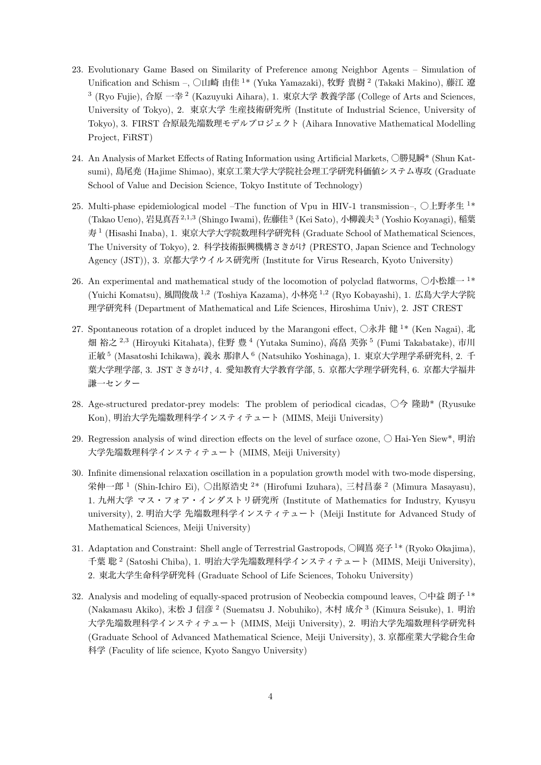23. Evolutionary Game Based on Similarity of Preference among Neighbor Agents – Simulation of Unification and Schism –, ○山崎 由佳 [1]* (Yuka Yamazaki), 牧野 貴樹 [2] (Takaki Makino), 藤江 遼 [3] (Ryo Fujie), 合原 一幸 [2] (Kazuyuki Aihara), 1. 東京大学 教養学部 (College of Arts and Sciences, University of Tokyo), 2. 東京大学 生産技術研究所 (Institute of Industrial Science, University of Tokyo), 3. FIRST 合原最先端数理モデルプロジェクト (Aihara Innovative Mathematical Modelling Project, FiRST)

24. An Analysis of Market Effects of Rating Information using Artificial Markets, ○勝見瞬* (Shun Katsumi), 島尾堯 (Hajime Shimao), 東京工業大学大学院社会理工学研究科価値システム専攻 (Graduate School of Value and Decision Science, Tokyo Institute of Technology)

25. Multi-phase epidemiological model –The function of Vpu in HIV-1 transmission–, ○上野孝生 [1]* (Takao Ueno), 岩見真吾 [2,1,3] (Shingo Iwami), 佐藤佳 [3] (Kei Sato), 小柳義夫 [3] (Yoshio Koyanagi), 稲葉寿 [1] (Hisashi Inaba), 1. 東京大学大学院数理科学研究科 (Graduate School of Mathematical Sciences, The University of Tokyo), 2. 科学技術振興機構さきがけ (PRESTO, Japan Science and Technology Agency (JST)), 3. 京都大学ウイルス研究所 (Institute for Virus Research, Kyoto University)

26. An experimental and mathematical study of the locomotion of polyclad flatworms, ○小松雄一 [1]* (Yuichi Komatsu), 風間俊哉 [1,2] (Toshiya Kazama), 小林亮 [1,2] (Ryo Kobayashi), 1. 広島大学大学院理学研究科 (Department of Mathematical and Life Sciences, Hiroshima Univ), 2. JST CREST

27. Spontaneous rotation of a droplet induced by the Marangoni effect, ○永井 健 [1]* (Ken Nagai), 北畑 裕之 [2,3] (Hiroyuki Kitahata), 住野 豊 [4] (Yutaka Sumino), 高畠 芙弥 [5] (Fumi Takabatake), 市川正敏 [5] (Masatoshi Ichikawa), 義永 那津人 [6] (Natsuhiko Yoshinaga), 1. 東京大学理学系研究科, 2. 千葉大学理学部, 3. JST さきがけ, 4. 愛知教育大学教育学部, 5. 京都大学理学研究科, 6. 京都大学福井謙一センター

28. Age-structured predator-prey models: The problem of periodical cicadas, ○今 隆助* (Ryusuke Kon), 明治大学先端数理科学インスティテュート (MIMS, Meiji University)

29. Regression analysis of wind direction effects on the level of surface ozone, ○ Hai-Yen Siew*, 明治大学先端数理科学インスティテュート (MIMS, Meiji University)

30. Infinite dimensional relaxation oscillation in a population growth model with two-mode dispersing, 栄伸一郎 [1] (Shin-Ichiro Ei), ○出原浩史 [2]* (Hirofumi Izuhara), 三村昌泰 [2] (Mimura Masayasu), 1. 九州大学 マス・フォア・インダストリ研究所 (Institute of Mathematics for Industry, Kyusyu university), 2. 明治大学 先端数理科学インスティテュート (Meiji Institute for Advanced Study of Mathematical Sciences, Meiji University)

31. Adaptation and Constraint: Shell angle of Terrestrial Gastropods, ○岡嶌 亮子 [1]* (Ryoko Okajima), 千葉 聡 [2] (Satoshi Chiba), 1. 明治大学先端数理科学インスティテュート (MIMS, Meiji University), 2. 東北大学生命科学研究科 (Graduate School of Life Sciences, Tohoku University)

32. Analysis and modeling of equally-spaced protrusion of Neobeckia compound leaves, ○中益 朗子 [1]* (Nakamasu Akiko), 末松 J 信彦 [2] (Suematsu J. Nobuhiko), 木村 成介 [3] (Kimura Seisuke), 1. 明治大学先端数理科学インスティテュート (MIMS, Meiji University), 2. 明治大学先端数理科学研究科 (Graduate School of Advanced Mathematical Science, Meiji University), 3. 京都産業大学総合生命科学 (Faculty of life science, Kyoto Sangyo University)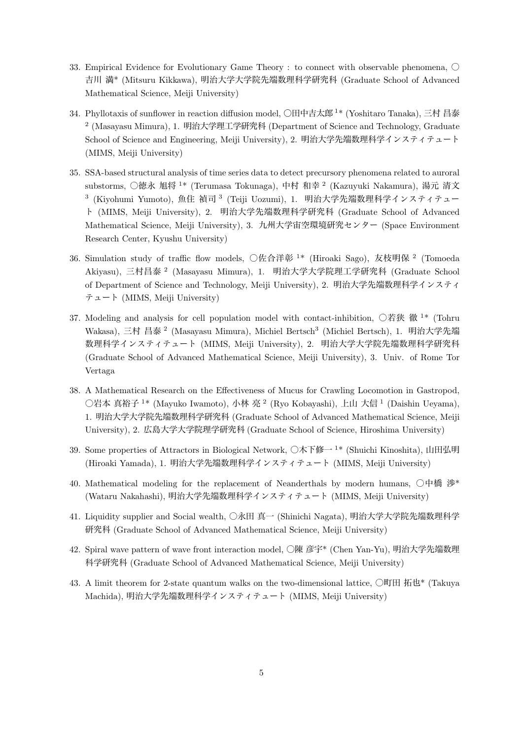33. Empirical Evidence for Evolutionary Game Theory : to connect with observable phenomena, ○吉川 満* (Mitsuru Kikkawa), 明治大学大学院先端数理科学研究科 (Graduate School of Advanced Mathematical Science, Meiji University)

34. Phyllotaxis of sunflower in reaction diffusion model, ○田中吉太郎 [1]* (Yoshitaro Tanaka), 三村 昌泰 [2] (Masayasu Mimura), 1. 明治大学理工学研究科 (Department of Science and Technology, Graduate School of Science and Engineering, Meiji University), 2. 明治大学先端数理科学インスティテュート (MIMS, Meiji University)

35. SSA-based structural analysis of time series data to detect precursory phenomena related to auroral substorms, ○徳永 旭将 [1]* (Terumasa Tokunaga), 中村 和幸 [2] (Kazuyuki Nakamura), 湯元 清文 [3] (Kiyohumi Yumoto), 魚住 禎司 [3] (Teiji Uozumi), 1. 明治大学先端数理科学インスティテュート (MIMS, Meiji University), 2. 明治大学先端数理科学研究科 (Graduate School of Advanced Mathematical Science, Meiji University), 3. 九州大学宙空環境研究センター (Space Environment Research Center, Kyushu University)

36. Simulation study of traffic flow models, ○佐合洋彰 [1]* (Hiroaki Sago), 友枝明保 [2] (Tomoeda Akiyasu), 三村昌泰 [2] (Masayasu Mimura), 1. 明治大学大学院理工学研究科 (Graduate School of Department of Science and Technology, Meiji University), 2. 明治大学先端数理科学インスティテュート (MIMS, Meiji University)

37. Modeling and analysis for cell population model with contact-inhibition, ○若狭 徹 [1]* (Tohru Wakasa), 三村 昌泰 [2] (Masayasu Mimura), Michiel Bertsch[3] (Michiel Bertsch), 1. 明治大学先端数理科学インスティテュート (MIMS, Meiji University), 2. 明治大学大学院先端数理科学研究科 (Graduate School of Advanced Mathematical Science, Meiji University), 3. Univ. of Rome Tor Vertaga

38. A Mathematical Research on the Effectiveness of Mucus for Crawling Locomotion in Gastropod, ○岩本 真裕子 [1]* (Mayuko Iwamoto), 小林 亮 [2] (Ryo Kobayashi), 上山 大信 [1] (Daishin Ueyama), 1. 明治大学大学院先端数理科学研究科 (Graduate School of Advanced Mathematical Science, Meiji University), 2. 広島大学大学院理学研究科 (Graduate School of Science, Hiroshima University)

39. Some properties of Attractors in Biological Network, ○木下修一 [1]* (Shuichi Kinoshita), 山田弘明 (Hiroaki Yamada), 1. 明治大学先端数理科学インスティテュート (MIMS, Meiji University)

40. Mathematical modeling for the replacement of Neanderthals by modern humans, ○中橋 渉* (Wataru Nakahashi), 明治大学先端数理科学インスティテュート (MIMS, Meiji University)

41. Liquidity supplier and Social wealth, ○永田 真一 (Shinichi Nagata), 明治大学大学院先端数理科学研究科 (Graduate School of Advanced Mathematical Science, Meiji University)

42. Spiral wave pattern of wave front interaction model, ○陳 彦宇* (Chen Yan-Yu), 明治大学先端数理科学研究科 (Graduate School of Advanced Mathematical Science, Meiji University)

43. A limit theorem for 2-state quantum walks on the two-dimensional lattice, ○町田 拓也* (Takuya Machida), 明治大学先端数理科学インスティテュート (MIMS, Meiji University)